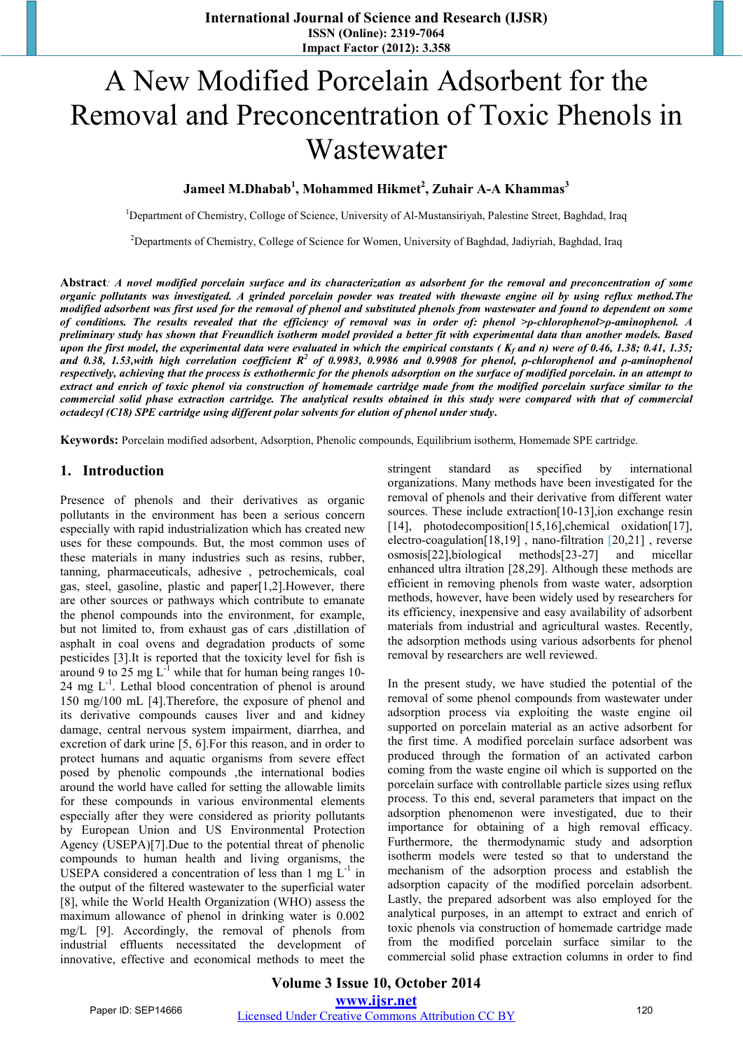# A New Modified Porcelain Adsorbent for the Removal and Preconcentration of Toxic Phenols in Wastewater

**Jameel M.Dhabab[1], Mohammed Hikmet[2], Zuhair A-A Khammas[3]**

[1]Department of Chemistry, College of Science, University of Al-Mustansiriyah, Palestine Street, Baghdad, Iraq

[2]Departments of Chemistry, College of Science for Women, University of Baghdad, Jadiyriah, Baghdad, Iraq

**Abstract**: *A novel modified porcelain surface and its characterization as adsorbent for the removal and preconcentration of some organic pollutants was investigated. A grinded porcelain powder was treated with thewaste engine oil by using reflux method.The modified adsorbent was first used for the removal of phenol and substituted phenols from wastewater and found to dependent on some of conditions. The results revealed that the efficiency of removal was in order of: phenol >ρ-chlorophenol>ρ-aminophenol. A preliminary study has shown that Freundlich isotherm model provided a better fit with experimental data than another models. Based upon the first model, the experimental data were evaluated in which the empirical constants ( $K_f$ and n) were of 0.46, 1.38; 0.41, 1.35; and 0.38, 1.53,with high correlation coefficient $R^2$ of 0.9983, 0.9986 and 0.9908 for phenol, ρ-chlorophenol and ρ-aminophenol respectively, achieving that the process is exthothermic for the phenols adsorption on the surface of modified porcelain. in an attempt to extract and enrich of toxic phenol via construction of homemade cartridge made from the modified porcelain surface similar to the commercial solid phase extraction cartridge. The analytical results obtained in this study were compared with that of commercial octadecyl (C18) SPE cartridge using different polar solvents for elution of phenol under study.*

**Keywords:** Porcelain modified adsorbent, Adsorption, Phenolic compounds, Equilibrium isotherm, Homemade SPE cartridge.

## 1. Introduction

Presence of phenols and their derivatives as organic pollutants in the environment has been a serious concern especially with rapid industrialization which has created new uses for these compounds. But, the most common uses of these materials in many industries such as resins, rubber, tanning, pharmaceuticals, adhesive , petrochemicals, coal gas, steel, gasoline, plastic and paper[1,2].However, there are other sources or pathways which contribute to emanate the phenol compounds into the environment, for example, but not limited to, from exhaust gas of cars ,distillation of asphalt in coal ovens and degradation products of some pesticides [3].It is reported that the toxicity level for fish is around 9 to 25 mg $L^{-1}$ while that for human being ranges 10-24 mg $L^{-1}$. Lethal blood concentration of phenol is around 150 mg/100 mL [4].Therefore, the exposure of phenol and its derivative compounds causes liver and and kidney damage, central nervous system impairment, diarrhea, and excretion of dark urine [5, 6].For this reason, and in order to protect humans and aquatic organisms from severe effect posed by phenolic compounds ,the international bodies around the world have called for setting the allowable limits for these compounds in various environmental elements especially after they were considered as priority pollutants by European Union and US Environmental Protection Agency (USEPA)[7].Due to the potential threat of phenolic compounds to human health and living organisms, the USEPA considered a concentration of less than 1 mg $L^{-1}$ in the output of the filtered wastewater to the superficial water [8], while the World Health Organization (WHO) assess the maximum allowance of phenol in drinking water is 0.002 mg/L [9]. Accordingly, the removal of phenols from industrial effluents necessitated the development of innovative, effective and economical methods to meet the stringent standard as specified by international organizations. Many methods have been investigated for the removal of phenols and their derivative from different water sources. These include extraction[10-13],ion exchange resin [14], photodecomposition[15,16],chemical oxidation[17], electro-coagulation[18,19] , nano-filtration [20,21] , reverse osmosis[22],biological methods[23-27] and micellar enhanced ultra iltration [28,29]. Although these methods are efficient in removing phenols from waste water, adsorption methods, however, have been widely used by researchers for its efficiency, inexpensive and easy availability of adsorbent materials from industrial and agricultural wastes. Recently, the adsorption methods using various adsorbents for phenol removal by researchers are well reviewed.

In the present study, we have studied the potential of the removal of some phenol compounds from wastewater under adsorption process via exploiting the waste engine oil supported on porcelain material as an active adsorbent for the first time. A modified porcelain surface adsorbent was produced through the formation of an activated carbon coming from the waste engine oil which is supported on the porcelain surface with controllable particle sizes using reflux process. To this end, several parameters that impact on the adsorption phenomenon were investigated, due to their importance for obtaining of a high removal efficacy. Furthermore, the thermodynamic study and adsorption isotherm models were tested so that to understand the mechanism of the adsorption process and establish the adsorption capacity of the modified porcelain adsorbent. Lastly, the prepared adsorbent was also employed for the analytical purposes, in an attempt to extract and enrich of toxic phenols via construction of homemade cartridge made from the modified porcelain surface similar to the commercial solid phase extraction columns in order to find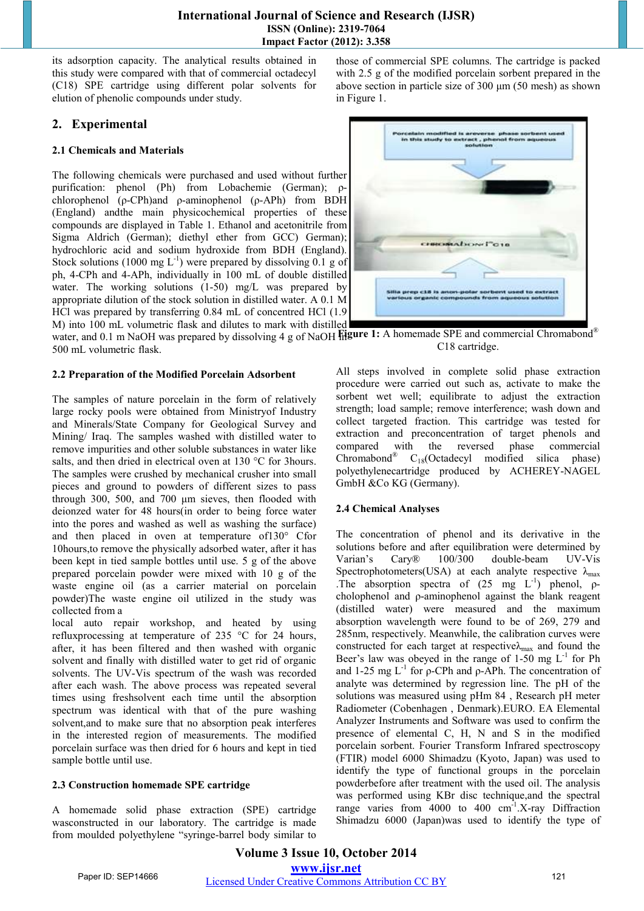its adsorption capacity. The analytical results obtained in this study were compared with that of commercial octadecyl (C18) SPE cartridge using different polar solvents for elution of phenolic compounds under study.

## 2. Experimental

### 2.1 Chemicals and Materials

The following chemicals were purchased and used without further purification: phenol (Ph) from Lobachemie (German); ρ-chlorophenol (ρ-CPh)and ρ-aminophenol (ρ-APh) from BDH (England) andthe main physicochemical properties of these compounds are displayed in Table 1. Ethanol and acetonitrile from Sigma Aldrich (German); diethyl ether from GCC) German); hydrochloric acid and sodium hydroxide from BDH (England). Stock solutions (1000 mg $L^{-1}$) were prepared by dissolving 0.1 g of ph, 4-CPh and 4-APh, individually in 100 mL of double distilled water. The working solutions (1-50) mg/L was prepared by appropriate dilution of the stock solution in distilled water. A 0.1 M HCl was prepared by transferring 0.84 mL of concentred HCl (1.9 M) into 100 mL volumetric flask and dilutes to mark with distilled water, and 0.1 m NaOH was prepared by dissolving 4 g of NaOH in 500 mL volumetric flask.

### 2.2 Preparation of the Modified Porcelain Adsorbent

The samples of nature porcelain in the form of relatively large rocky pools were obtained from Ministryof Industry and Minerals/State Company for Geological Survey and Mining/ Iraq. The samples washed with distilled water to remove impurities and other soluble substances in water like salts, and then dried in electrical oven at 130 °C for 3hours. The samples were crushed by mechanical crusher into small pieces and ground to powders of different sizes to pass through 300, 500, and 700 μm sieves, then flooded with deionzed water for 48 hours(in order to being force water into the pores and washed as well as washing the surface) and then placed in oven at temperature of130° Cfor 10hours,to remove the physically adsorbed water, after it has been kept in tied sample bottles until use. 5 g of the above prepared porcelain powder were mixed with 10 g of the waste engine oil (as a carrier material on porcelain powder)The waste engine oil utilized in the study was collected from a local auto repair workshop, and heated by using refluxprocessing at temperature of 235 °C for 24 hours, after, it has been filtered and then washed with organic solvent and finally with distilled water to get rid of organic solvents. The UV-Vis spectrum of the wash was recorded after each wash. The above process was repeated several times using freshsolvent each time until the absorption spectrum was identical with that of the pure washing solvent,and to make sure that no absorption peak interferes in the interested region of measurements. The modified porcelain surface was then dried for 6 hours and kept in tied sample bottle until use.

### 2.3 Construction homemade SPE cartridge

A homemade solid phase extraction (SPE) cartridge wasconstructed in our laboratory. The cartridge is made from moulded polyethylene "syringe-barrel body similar to those of commercial SPE columns. The cartridge is packed with 2.5 g of the modified porcelain sorbent prepared in the above section in particle size of 300 μm (50 mesh) as shown in Figure 1.

**Figure 1:** A homemade SPE and commercial Chromabond® C18 cartridge.

All steps involved in complete solid phase extraction procedure were carried out such as, activate to make the sorbent wet well; equilibrate to adjust the extraction strength; load sample; remove interference; wash down and collect targeted fraction. This cartridge was tested for extraction and preconcentration of target phenols and compared with the reversed phase commercial Chromabond® $C_{18}$(Octadecyl modified silica phase) polyethylenecartridge produced by ACHEREY-NAGEL GmbH &Co KG (Germany).

### 2.4 Chemical Analyses

The concentration of phenol and its derivative in the solutions before and after equilibration were determined by Varian's Cary® 100/300 double-beam UV-Vis Spectrophotometers(USA) at each analyte respective $\lambda_{max}$ .The absorption spectra of (25 mg $L^{-1}$) phenol, ρ-cholophenol and ρ-aminophenol against the blank reagent (distilled water) were measured and the maximum absorption wavelength were found to be of 269, 279 and 285nm, respectively. Meanwhile, the calibration curves were constructed for each target at respective$\lambda_{max}$ and found the Beer's law was obeyed in the range of 1-50 mg $L^{-1}$ for Ph and 1-25 mg $L^{-1}$ for ρ-CPh and ρ-APh. The concentration of analyte was determined by regression line. The pH of the solutions was measured using pHm 84 , Research pH meter Radiometer (Cobenhagen , Denmark).EURO. EA Elemental Analyzer Instruments and Software was used to confirm the presence of elemental C, H, N and S in the modified porcelain sorbent. Fourier Transform Infrared spectroscopy (FTIR) model 6000 Shimadzu (Kyoto, Japan) was used to identify the type of functional groups in the porcelain powderbefore after treatment with the used oil. The analysis was performed using KBr disc technique,and the spectral range varies from 4000 to 400 $cm^{-1}$.X-ray Diffraction Shimadzu 6000 (Japan)was used to identify the type of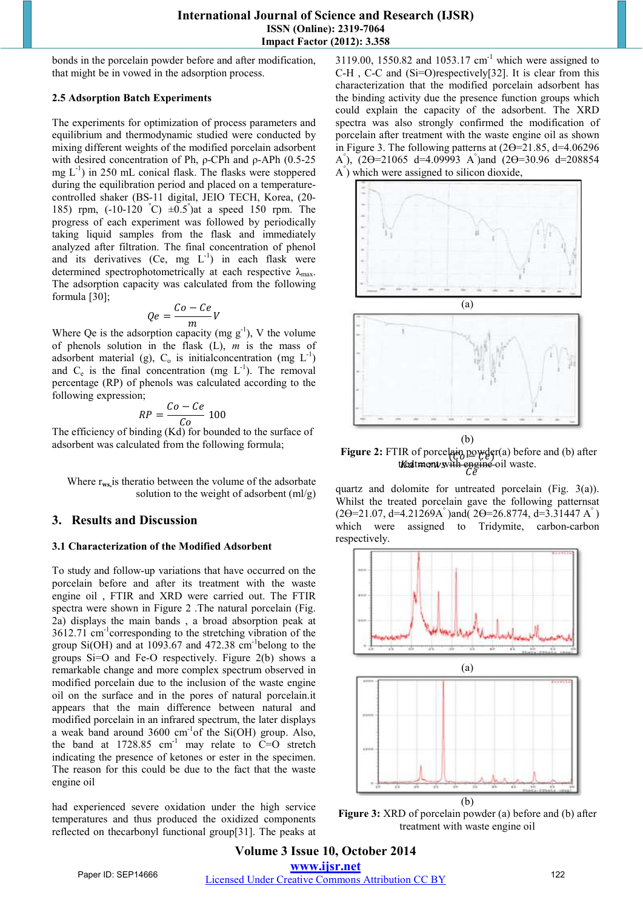bonds in the porcelain powder before and after modification, that might be in vowed in the adsorption process.

### 2.5 Adsorption Batch Experiments

The experiments for optimization of process parameters and equilibrium and thermodynamic studied were conducted by mixing different weights of the modified porcelain adsorbent with desired concentration of Ph, ρ-CPh and ρ-APh (0.5-25 mg $L^{-1}$) in 250 mL conical flask. The flasks were stoppered during the equilibration period and placed on a temperature-controlled shaker (BS-11 digital, JEIO TECH, Korea, (20-185) rpm, (-10-120 °C) ±0.5°)at a speed 150 rpm. The progress of each experiment was followed by periodically taking liquid samples from the flask and immediately analyzed after filtration. The final concentration of phenol and its derivatives (Ce, mg $L^{-1}$) in each flask were determined spectrophotometrically at each respective $\lambda_{max}$. The adsorption capacity was calculated from the following formula [30];

$$Qe = \frac{Co - Ce}{m} V$$

Where Qe is the adsorption capacity (mg $g^{-1}$), V the volume of phenols solution in the flask (L), $m$ is the mass of adsorbent material (g), $C_o$ is initialconcentration (mg $L^{-1}$) and $C_e$ is the final concentration (mg $L^{-1}$). The removal percentage (RP) of phenols was calculated according to the following expression;

$$RP = \frac{Co - Ce}{Co} 100$$

The efficiency of binding (Kd) for bounded to the surface of adsorbent was calculated from the following formula;

$$Kd = \frac{(Co - Ce)}{Ce} r_{ws}$$

Where $r_{ws}$ is theratio between the volume of the adsorbate solution to the weight of adsorbent (ml/g)

## 3. Results and Discussion

### 3.1 Characterization of the Modified Adsorbent

To study and follow-up variations that have occurred on the porcelain before and after its treatment with the waste engine oil , FTIR and XRD were carried out. The FTIR spectra were shown in Figure 2 .The natural porcelain (Fig. 2a) displays the main bands , a broad absorption peak at 3612.71 $cm^{-1}$corresponding to the stretching vibration of the group Si(OH) and at 1093.67 and 472.38 $cm^{-1}$belong to the groups Si=O and Fe-O respectively. Figure 2(b) shows a remarkable change and more complex spectrum observed in modified porcelain due to the inclusion of the waste engine oil on the surface and in the pores of natural porcelain.it appears that the main difference between natural and modified porcelain in an infrared spectrum, the later displays a weak band around 3600 $cm^{-1}$of the Si(OH) group. Also, the band at 1728.85 $cm^{-1}$ may relate to C=O stretch indicating the presence of ketones or ester in the specimen. The reason for this could be due to the fact that the waste engine oil

had experienced severe oxidation under the high service temperatures and thus produced the oxidized components reflected on thecarbonyl functional group[31]. The peaks at 3119.00, 1550.82 and 1053.17 $cm^{-1}$ which were assigned to C-H , C-C and (Si=O)respectively[32]. It is clear from this characterization that the modified porcelain adsorbent has the binding activity due the presence function groups which could explain the capacity of the adsorbent. The XRD spectra was also strongly confirmed the modification of porcelain after treatment with the waste engine oil as shown in Figure 3. The following patterns at (2Θ=21.85, d=4.06296 A°), (2Θ=21065 d=4.09993 A°)and (2Θ=30.96 d=208854 A°) which were assigned to silicon dioxide,

(a)

(b)

**Figure 2:** FTIR of porcelain powder(a) before and (b) after treatment with engine oil waste.

quartz and dolomite for untreated porcelain (Fig. 3(a)). Whilst the treated porcelain gave the following patternsat (2Θ=21.07, d=4.21269A° )and( 2Θ=26.8774, d=3.31447 A° ) which were assigned to Tridymite, carbon-carbon respectively.

(a)

(b)

**Figure 3:** XRD of porcelain powder (a) before and (b) after treatment with waste engine oil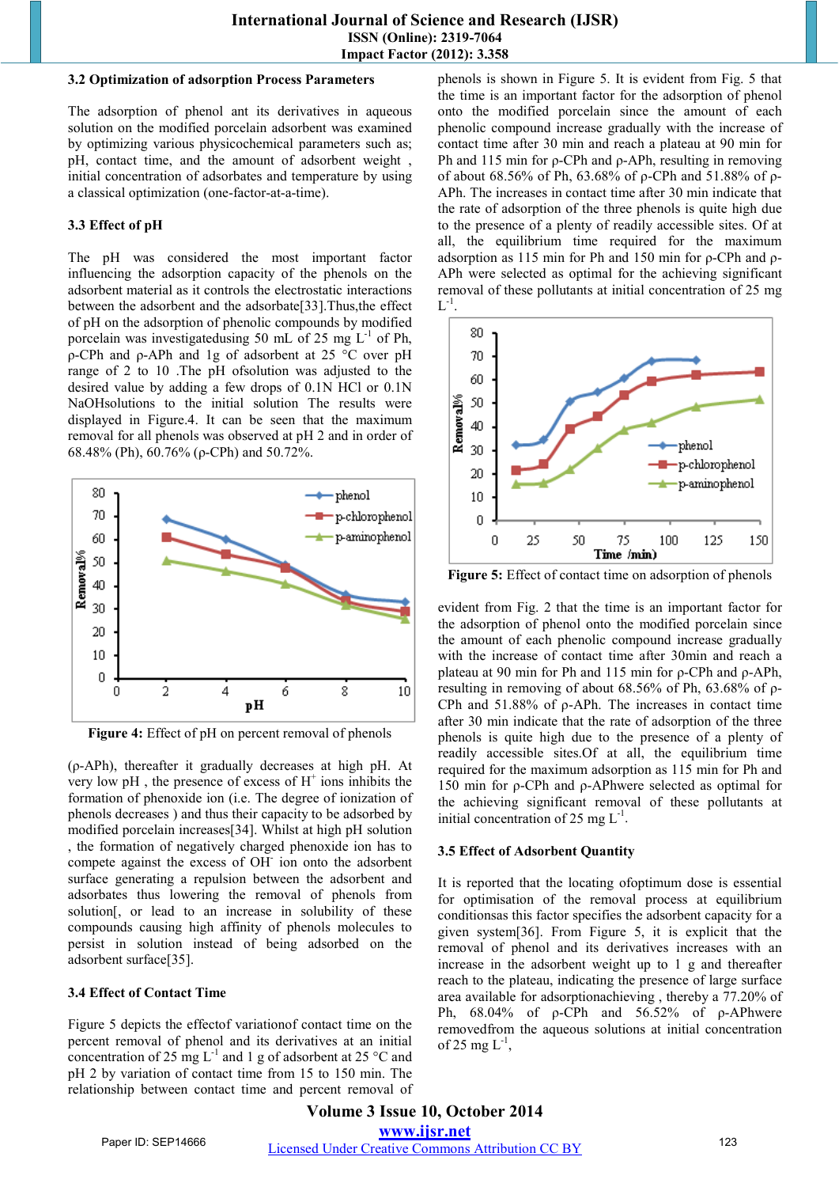### 3.2 Optimization of adsorption Process Parameters

The adsorption of phenol ant its derivatives in aqueous solution on the modified porcelain adsorbent was examined by optimizing various physicochemical parameters such as; pH, contact time, and the amount of adsorbent weight , initial concentration of adsorbates and temperature by using a classical optimization (one-factor-at-a-time).

### 3.3 Effect of pH

The pH was considered the most important factor influencing the adsorption capacity of the phenols on the adsorbent material as it controls the electrostatic interactions between the adsorbent and the adsorbate[33].Thus,the effect of pH on the adsorption of phenolic compounds by modified porcelain was investigatedusing 50 mL of 25 mg $L^{-1}$ of Ph, ρ-CPh and ρ-APh and 1g of adsorbent at 25 °C over pH range of 2 to 10 .The pH ofsolution was adjusted to the desired value by adding a few drops of 0.1N HCl or 0.1N NaOHsolutions to the initial solution The results were displayed in Figure.4. It can be seen that the maximum removal for all phenols was observed at pH 2 and in order of 68.48% (Ph), 60.76% (ρ-CPh) and 50.72%.

**Figure 4:** Effect of pH on percent removal of phenols

(ρ-APh), thereafter it gradually decreases at high pH. At very low pH , the presence of excess of $H^+$ ions inhibits the formation of phenoxide ion (i.e. The degree of ionization of phenols decreases ) and thus their capacity to be adsorbed by modified porcelain increases[34]. Whilst at high pH solution , the formation of negatively charged phenoxide ion has to compete against the excess of $OH^-$ ion onto the adsorbent surface generating a repulsion between the adsorbent and adsorbates thus lowering the removal of phenols from solution[, or lead to an increase in solubility of these compounds causing high affinity of phenols molecules to persist in solution instead of being adsorbed on the adsorbent surface[35].

### 3.4 Effect of Contact Time

Figure 5 depicts the effectof variationof contact time on the percent removal of phenol and its derivatives at an initial concentration of 25 mg $L^{-1}$ and 1 g of adsorbent at 25 °C and pH 2 by variation of contact time from 15 to 150 min. The relationship between contact time and percent removal of phenols is shown in Figure 5. It is evident from Fig. 5 that the time is an important factor for the adsorption of phenol onto the modified porcelain since the amount of each phenolic compound increase gradually with the increase of contact time after 30 min and reach a plateau at 90 min for Ph and 115 min for ρ-CPh and ρ-APh, resulting in removing of about 68.56% of Ph, 63.68% of ρ-CPh and 51.88% of ρ-APh. The increases in contact time after 30 min indicate that the rate of adsorption of the three phenols is quite high due to the presence of a plenty of readily accessible sites. Of at all, the equilibrium time required for the maximum adsorption as 115 min for Ph and 150 min for ρ-CPh and ρ-APh were selected as optimal for the achieving significant removal of these pollutants at initial concentration of 25 mg $L^{-1}$.

**Figure 5:** Effect of contact time on adsorption of phenols

evident from Fig. 2 that the time is an important factor for the adsorption of phenol onto the modified porcelain since the amount of each phenolic compound increase gradually with the increase of contact time after 30min and reach a plateau at 90 min for Ph and 115 min for ρ-CPh and ρ-APh, resulting in removing of about 68.56% of Ph, 63.68% of ρ-CPh and 51.88% of ρ-APh. The increases in contact time after 30 min indicate that the rate of adsorption of the three phenols is quite high due to the presence of a plenty of readily accessible sites.Of at all, the equilibrium time required for the maximum adsorption as 115 min for Ph and 150 min for ρ-CPh and ρ-APhwere selected as optimal for the achieving significant removal of these pollutants at initial concentration of 25 mg $L^{-1}$.

### 3.5 Effect of Adsorbent Quantity

It is reported that the locating ofoptimum dose is essential for optimisation of the removal process at equilibrium conditionsas this factor specifies the adsorbent capacity for a given system[36]. From Figure 5, it is explicit that the removal of phenol and its derivatives increases with an increase in the adsorbent weight up to 1 g and thereafter reach to the plateau, indicating the presence of large surface area available for adsorptionachieving , thereby a 77.20% of Ph, 68.04% of ρ-CPh and 56.52% of ρ-APhwere removedfrom the aqueous solutions at initial concentration of 25 mg $L^{-1}$,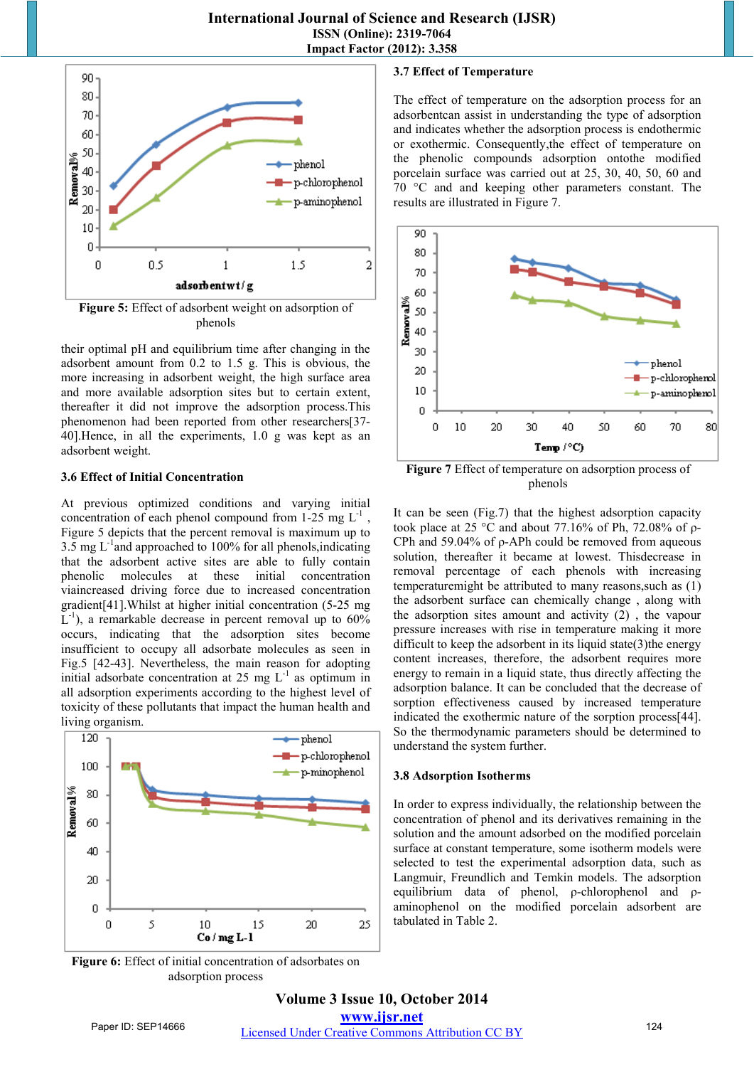**Figure 5:** Effect of adsorbent weight on adsorption of phenols

their optimal pH and equilibrium time after changing in the adsorbent amount from 0.2 to 1.5 g. This is obvious, the more increasing in adsorbent weight, the high surface area and more available adsorption sites but to certain extent, thereafter it did not improve the adsorption process.This phenomenon had been reported from other researchers[37-40].Hence, in all the experiments, 1.0 g was kept as an adsorbent weight.

### 3.6 Effect of Initial Concentration

At previous optimized conditions and varying initial concentration of each phenol compound from 1-25 mg $L^{-1}$ , Figure 5 depicts that the percent removal is maximum up to 3.5 mg $L^{-1}$and approached to 100% for all phenols,indicating that the adsorbent active sites are able to fully contain phenolic molecules at these initial concentration viaincreased driving force due to increased concentration gradient[41].Whilst at higher initial concentration (5-25 mg $L^{-1}$), a remarkable decrease in percent removal up to 60% occurs, indicating that the adsorption sites become insufficient to occupy all adsorbate molecules as seen in Fig.5 [42-43]. Nevertheless, the main reason for adopting initial adsorbate concentration at 25 mg $L^{-1}$ as optimum in all adsorption experiments according to the highest level of toxicity of these pollutants that impact the human health and living organism.

**Figure 6:** Effect of initial concentration of adsorbates on adsorption process

### 3.7 Effect of Temperature

The effect of temperature on the adsorption process for an adsorbentcan assist in understanding the type of adsorption and indicates whether the adsorption process is endothermic or exothermic. Consequently,the effect of temperature on the phenolic compounds adsorption ontothe modified porcelain surface was carried out at 25, 30, 40, 50, 60 and 70 °C and and keeping other parameters constant. The results are illustrated in Figure 7.

**Figure 7** Effect of temperature on adsorption process of phenols

It can be seen (Fig.7) that the highest adsorption capacity took place at 25 °C and about 77.16% of Ph, 72.08% of ρ-CPh and 59.04% of ρ-APh could be removed from aqueous solution, thereafter it became at lowest. Thisdecrease in removal percentage of each phenols with increasing temperaturemight be attributed to many reasons,such as (1) the adsorbent surface can chemically change , along with the adsorption sites amount and activity (2) , the vapour pressure increases with rise in temperature making it more difficult to keep the adsorbent in its liquid state(3)the energy content increases, therefore, the adsorbent requires more energy to remain in a liquid state, thus directly affecting the adsorption balance. It can be concluded that the decrease of sorption effectiveness caused by increased temperature indicated the exothermic nature of the sorption process[44]. So the thermodynamic parameters should be determined to understand the system further.

### 3.8 Adsorption Isotherms

In order to express individually, the relationship between the concentration of phenol and its derivatives remaining in the solution and the amount adsorbed on the modified porcelain surface at constant temperature, some isotherm models were selected to test the experimental adsorption data, such as Langmuir, Freundlich and Temkin models. The adsorption equilibrium data of phenol, ρ-chlorophenol and ρ-aminophenol on the modified porcelain adsorbent are tabulated in Table 2.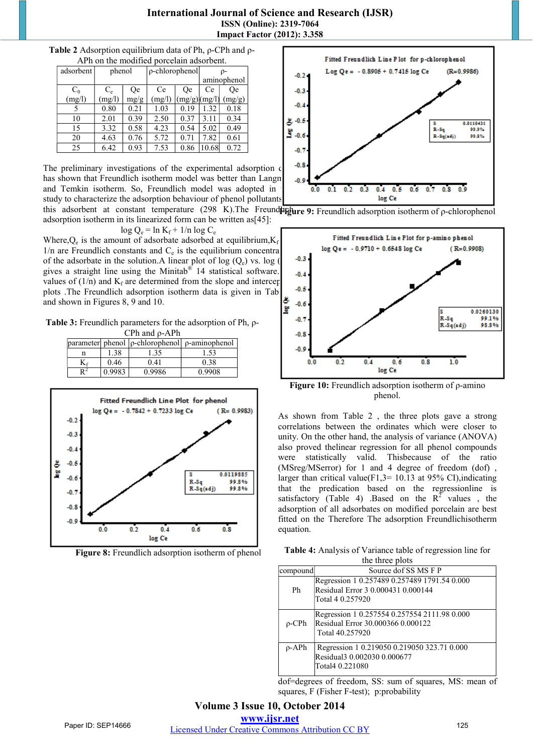**Table 2** Adsorption equilibrium data of Ph, ρ-CPh and ρ-APh on the modified porcelain adsorbent.

| adsorbent | phenol | | ρ-chlorophenol | | ρ-aminophenol | |
|---|---|---|---|---|---|---|
| $C_0$ (mg/l) | $C_e$ (mg/l) | Qe mg/g | Ce (mg/l) | Qe (mg/g) | Ce (mg/l) | Qe (mg/g) |
| 5 | 0.80 | 0.21 | 1.03 | 0.19 | 1.32 | 0.18 |
| 10 | 2.01 | 0.39 | 2.50 | 0.37 | 3.11 | 0.34 |
| 15 | 3.32 | 0.58 | 4.23 | 0.54 | 5.02 | 0.49 |
| 20 | 4.63 | 0.76 | 5.72 | 0.71 | 7.82 | 0.61 |
| 25 | 6.42 | 0.93 | 7.53 | 0.86 | 10.68 | 0.72 |

The preliminary investigations of the experimental adsorption data has shown that Freundlich isotherm model was better than Langmuir and Temkin isotherm. So, Freundlich model was adopted in this study to characterize the adsorption behaviour of phenol pollutants on this adsorbent at constant temperature (298 K).The Freundlich adsorption isotherm in its linearized form can be written as[45]:

$$\log Q_e = \ln K_f + 1/n \log C_e$$

Where,$Q_e$ is the amount of adsorbate adsorbed at equilibrium,$K_f$, 1/n are Freundlich constants and $C_e$ is the equilibrium concentration of the adsorbate in the solution.A linear plot of log ($Q_e$) vs. log ($C_e$) gives a straight line using the Minitab® 14 statistical software. The values of (1/n) and $K_f$ are determined from the slope and intercept of plots .The Freundlich adsorption isotherm data is given in Table 3 and shown in Figures 8, 9 and 10.

**Table 3:** Freundlich parameters for the adsorption of Ph, ρ-CPh and ρ-APh

| parameter | phenol | ρ-chlorophenol | ρ-aminophenol |
|---|---|---|---|
| n | 1.38 | 1.35 | 1.53 |
| $K_f$ | 0.46 | 0.41 | 0.38 |
| $R^2$ | 0.9983 | 0.9986 | 0.9908 |

**Figure 8:** Freundlich adsorption isotherm of phenol

**Figure 9:** Freundlich adsorption isotherm of ρ-chlorophenol

**Figure 10:** Freundlich adsorption isotherm of ρ-amino phenol.

As shown from Table 2 , the three plots gave a strong correlations between the ordinates which were closer to unity. On the other hand, the analysis of variance (ANOVA) also proved thelinear regression for all phenol compounds were statistically valid. Thisbecause of the ratio (MSreg/MSerror) for 1 and 4 degree of freedom (dof) , larger than critical value(F1,3= 10.13 at 95% CI),indicating that the prediction based on the regressionline is satisfactory (Table 4) .Based on the $R^2$ values , the adsorption of all adsorbates on modified porcelain are best fitted on the Therefore The adsorption Freundlichisotherm equation.

**Table 4:** Analysis of Variance table of regression line for the three plots

| compound | Source dof SS MS F P |
|---|---|
| Ph | Regression 1 0.257489 0.257489 1791.54 0.000<br>Residual Error 3 0.000431 0.000144<br>Total 4 0.257920 |
| ρ-CPh | Regression 1 0.257554 0.257554 2111.98 0.000<br>Residual Error 30.000366 0.000122<br>Total 40.257920 |
| ρ-APh | Regression 1 0.219050 0.219050 323.71 0.000<br>Residual3 0.002030 0.000677<br>Total4 0.221080 |

dof=degrees of freedom, SS: sum of squares, MS: mean of squares, F (Fisher F-test); p:probability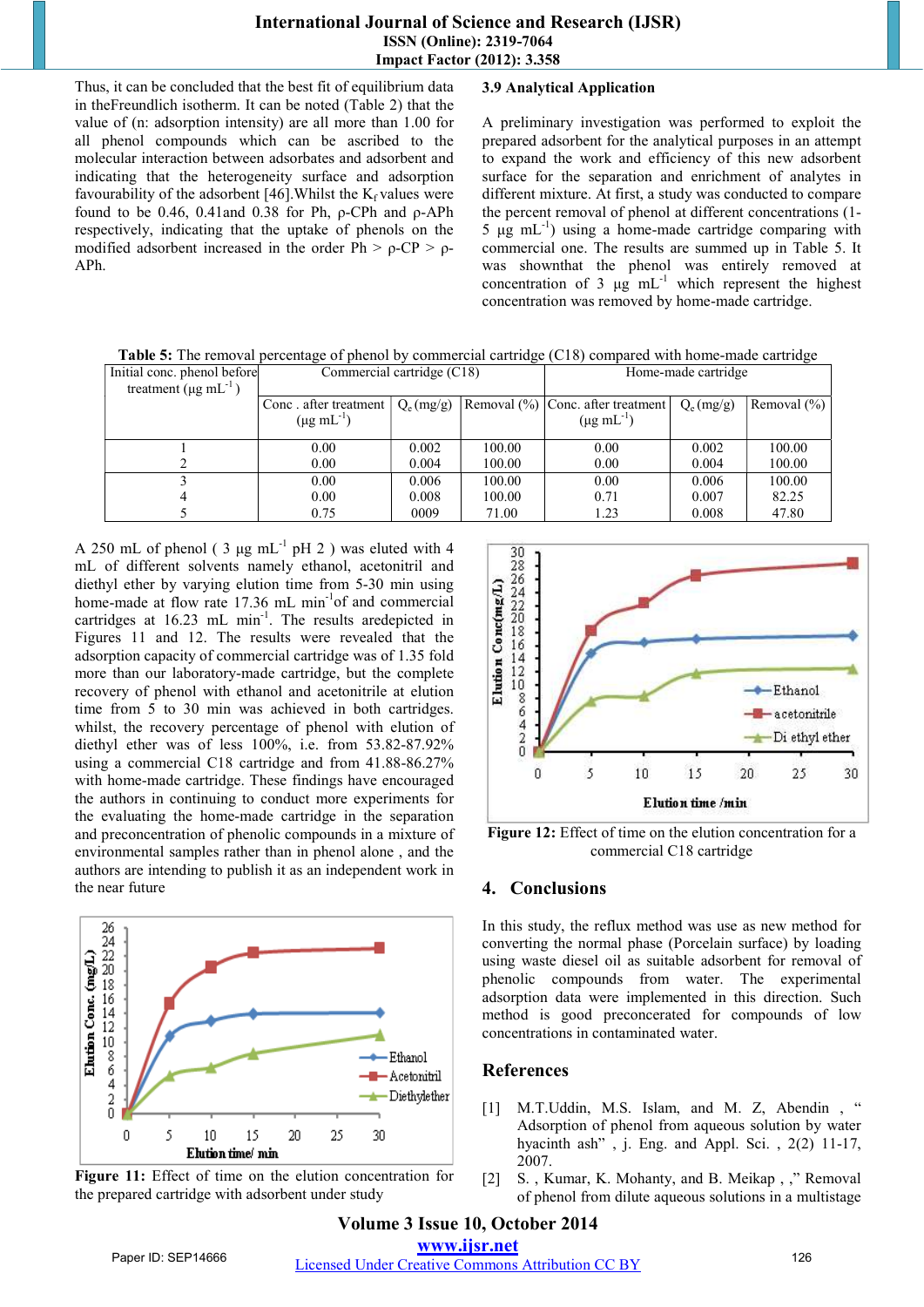Thus, it can be concluded that the best fit of equilibrium data in theFreundlich isotherm. It can be noted (Table 2) that the value of (n: adsorption intensity) are all more than 1.00 for all phenol compounds which can be ascribed to the molecular interaction between adsorbates and adsorbent and indicating that the heterogeneity surface and adsorption favourability of the adsorbent [46].Whilst the $K_f$ values were found to be 0.46, 0.41and 0.38 for Ph, ρ-CPh and ρ-APh respectively, indicating that the uptake of phenols on the modified adsorbent increased in the order Ph > ρ-CP > ρ-APh.

### 3.9 Analytical Application

A preliminary investigation was performed to exploit the prepared adsorbent for the analytical purposes in an attempt to expand the work and efficiency of this new adsorbent surface for the separation and enrichment of analytes in different mixture. At first, a study was conducted to compare the percent removal of phenol at different concentrations (1-5 μg $mL^{-1}$) using a home-made cartridge comparing with commercial one. The results are summed up in Table 5. It was shownthat the phenol was entirely removed at concentration of 3 μg $mL^{-1}$ which represent the highest concentration was removed by home-made cartridge.

**Table 5:** The removal percentage of phenol by commercial cartridge (C18) compared with home-made cartridge

| Initial conc. phenol before treatment (μg $mL^{-1}$ ) | Commercial cartridge (C18) | | | Home-made cartridge | | |
|---|---|---|---|---|---|---|
| | Conc . after treatment (μg $mL^{-1}$) | $Q_e$ (mg/g) | Removal (%) | Conc. after treatment (μg $mL^{-1}$) | $Q_e$ (mg/g) | Removal (%) |
| 1 | 0.00 | 0.002 | 100.00 | 0.00 | 0.002 | 100.00 |
| 2 | 0.00 | 0.004 | 100.00 | 0.00 | 0.004 | 100.00 |
| 3 | 0.00 | 0.006 | 100.00 | 0.00 | 0.006 | 100.00 |
| 4 | 0.00 | 0.008 | 100.00 | 0.71 | 0.007 | 82.25 |
| 5 | 0.75 | 0009 | 71.00 | 1.23 | 0.008 | 47.80 |

A 250 mL of phenol ( 3 μg $mL^{-1}$ pH 2 ) was eluted with 4 mL of different solvents namely ethanol, acetonitril and diethyl ether by varying elution time from 5-30 min using home-made at flow rate 17.36 mL $min^{-1}$of and commercial cartridges at 16.23 mL $min^{-1}$. The results aredepicted in Figures 11 and 12. The results were revealed that the adsorption capacity of commercial cartridge was of 1.35 fold more than our laboratory-made cartridge, but the complete recovery of phenol with ethanol and acetonitrile at elution time from 5 to 30 min was achieved in both cartridges. whilst, the recovery percentage of phenol with elution of diethyl ether was of less 100%, i.e. from 53.82-87.92% using a commercial C18 cartridge and from 41.88-86.27% with home-made cartridge. These findings have encouraged the authors in continuing to conduct more experiments for the evaluating the home-made cartridge in the separation and preconcentration of phenolic compounds in a mixture of environmental samples rather than in phenol alone , and the authors are intending to publish it as an independent work in the near future

**Figure 11:** Effect of time on the elution concentration for the prepared cartridge with adsorbent under study

**Figure 12:** Effect of time on the elution concentration for a commercial C18 cartridge

## 4. Conclusions

In this study, the reflux method was use as new method for converting the normal phase (Porcelain surface) by loading using waste diesel oil as suitable adsorbent for removal of phenolic compounds from water. The experimental adsorption data were implemented in this direction. Such method is good preconcerated for compounds of low concentrations in contaminated water.

## References

[1] M.T.Uddin, M.S. Islam, and M. Z, Abendin , " Adsorption of phenol from aqueous solution by water hyacinth ash" , j. Eng. and Appl. Sci. , 2(2) 11-17, 2007.

[2] S. , Kumar, K. Mohanty, and B. Meikap , ," Removal of phenol from dilute aqueous solutions in a multistage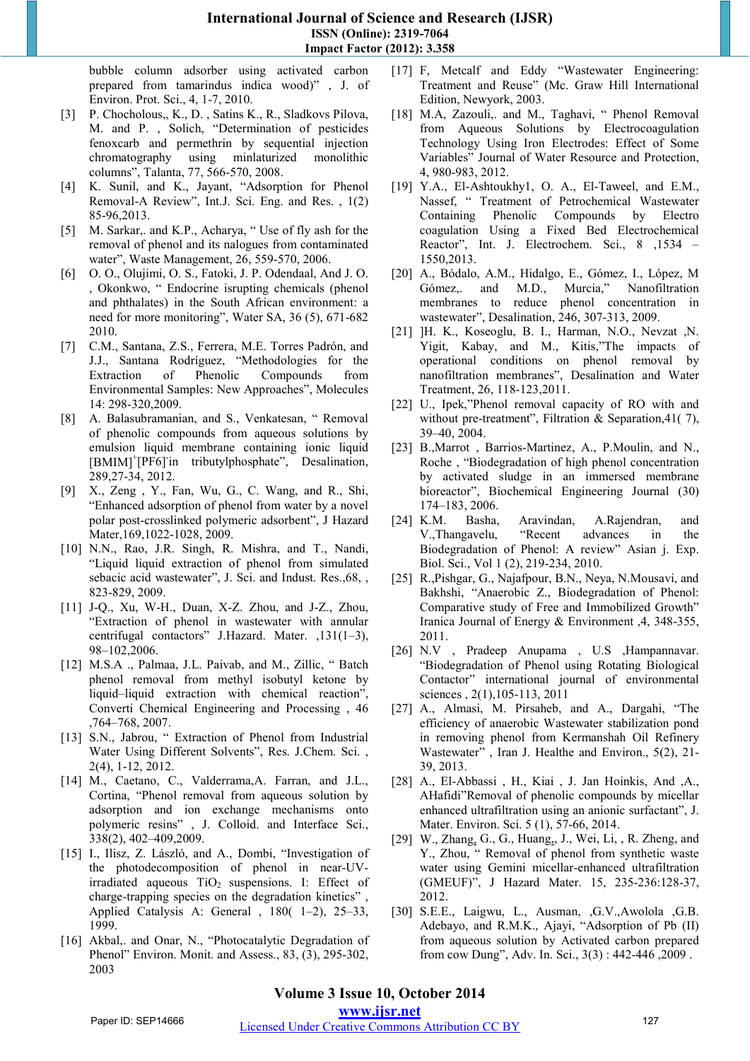bubble column adsorber using activated carbon prepared from tamarindus indica wood)" , J. of Environ. Prot. Sci., 4, 1-7, 2010.

[3] P. Chocholous,, K., D. , Satins K., R., Sladkovs Pilova, M. and P. , Solich, "Determination of pesticides fenoxcarb and permethrin by sequential injection chromatography using minlaturized monolithic columns", Talanta, 77, 566-570, 2008.

[4] K. Sunil, and K., Jayant, "Adsorption for Phenol Removal-A Review", Int.J. Sci. Eng. and Res. , 1(2) 85-96,2013.

[5] M. Sarkar,. and K.P., Acharya, " Use of fly ash for the removal of phenol and its nalogues from contaminated water", Waste Management, 26, 559-570, 2006.

[6] O. O., Olujimi, O. S., Fatoki, J. P. Odendaal, And J. O. , Okonkwo, " Endocrine isrupting chemicals (phenol and phthalates) in the South African environment: a need for more monitoring", Water SA, 36 (5), 671-682 2010.

[7] C.M., Santana, Z.S., Ferrera, M.E. Torres Padrón, and J.J., Santana Rodríguez, "Methodologies for the Extraction of Phenolic Compounds from Environmental Samples: New Approaches", Molecules 14: 298-320,2009.

[8] A. Balasubramanian, and S., Venkatesan, " Removal of phenolic compounds from aqueous solutions by emulsion liquid membrane containing ionic liquid $[BMIM]^{+}[PF6]^{-}$in tributylphosphate", Desalination, 289,27-34, 2012.

[9] X., Zeng , Y., Fan, Wu, G., C. Wang, and R., Shi, "Enhanced adsorption of phenol from water by a novel polar post-crosslinked polymeric adsorbent", J Hazard Mater,169,1022-1028, 2009.

[10] N.N., Rao, J.R. Singh, R. Mishra, and T., Nandi, "Liquid liquid extraction of phenol from simulated sebacic acid wastewater", J. Sci. and Indust. Res.,68, , 823-829, 2009.

[11] J-Q., Xu, W-H., Duan, X-Z. Zhou, and J-Z., Zhou, "Extraction of phenol in wastewater with annular centrifugal contactors" J.Hazard. Mater. ,131(1–3), 98–102,2006.

[12] M.S.A ., Palmaa, J.L. Paivab, and M., Zillic, " Batch phenol removal from methyl isobutyl ketone by liquid–liquid extraction with chemical reaction", Converti Chemical Engineering and Processing , 46 ,764–768, 2007.

[13] S.N., Jabrou, " Extraction of Phenol from Industrial Water Using Different Solvents", Res. J.Chem. Sci. , 2(4), 1-12, 2012.

[14] M., Caetano, C., Valderrama,A. Farran, and J.L., Cortina, "Phenol removal from aqueous solution by adsorption and ion exchange mechanisms onto polymeric resins" , J. Colloid. and Interface Sci., 338(2), 402–409,2009.

[15] I., Ilisz, Z. László, and A., Dombi, "Investigation of the photodecomposition of phenol in near-UV-irradiated aqueous $TiO_2$ suspensions. I: Effect of charge-trapping species on the degradation kinetics" , Applied Catalysis A: General , 180( 1–2), 25–33, 1999.

[16] Akbal,. and Onar, N., "Photocatalytic Degradation of Phenol" Environ. Monit. and Assess., 83, (3), 295-302, 2003

[17] F, Metcalf and Eddy "Wastewater Engineering: Treatment and Reuse" (Mc. Graw Hill International Edition, Newyork, 2003.

[18] M.A, Zazouli,. and M., Taghavi, " Phenol Removal from Aqueous Solutions by Electrocoagulation Technology Using Iron Electrodes: Effect of Some Variables" Journal of Water Resource and Protection, 4, 980-983, 2012.

[19] Y.A., El-Ashtoukhy1, O. A., El-Taweel, and E.M., Nassef, " Treatment of Petrochemical Wastewater Containing Phenolic Compounds by Electro coagulation Using a Fixed Bed Electrochemical Reactor", Int. J. Electrochem. Sci., 8 ,1534 – 1550,2013.

[20] A., Bódalo, A.M., Hidalgo, E., Gómez, I., López, M Gómez,. and M.D., Murcia," Nanofiltration membranes to reduce phenol concentration in wastewater", Desalination, 246, 307-313, 2009.

[21] ]H. K., Koseoglu, B. I., Harman, N.O., Nevzat ,N. Yigit, Kabay, and M., Kitis,"The impacts of operational conditions on phenol removal by nanofiltration membranes", Desalination and Water Treatment, 26, 118-123,2011.

[22] U., Ipek,"Phenol removal capacity of RO with and without pre-treatment", Filtration & Separation,41( 7), 39–40, 2004.

[23] B.,Marrot , Barrios-Martinez, A., P.Moulin, and N., Roche , "Biodegradation of high phenol concentration by activated sludge in an immersed membrane bioreactor", Biochemical Engineering Journal (30) 174–183, 2006.

[24] K.M. Basha, Aravindan, A.Rajendran, and V.,Thangavelu, "Recent advances in the Biodegradation of Phenol: A review" Asian j. Exp. Biol. Sci., Vol 1 (2), 219-234, 2010.

[25] R.,Pishgar, G., Najafpour, B.N., Neya, N.Mousavi, and Bakhshi, "Anaerobic Z., Biodegradation of Phenol: Comparative study of Free and Immobilized Growth" Iranica Journal of Energy & Environment ,4, 348-355, 2011.

[26] N.V , Pradeep Anupama , U.S ,Hampannavar. "Biodegradation of Phenol using Rotating Biological Contactor" international journal of environmental sciences , 2(1),105-113, 2011

[27] A., Almasi, M. Pirsaheb, and A., Dargahi, "The efficiency of anaerobic Wastewater stabilization pond in removing phenol from Kermanshah Oil Refinery Wastewater" , Iran J. Healthe and Environ., 5(2), 21-39, 2013.

[28] A., El-Abbassi , H., Kiai , J. Jan Hoinkis, And ,A., AHafidi"Removal of phenolic compounds by micellar enhanced ultrafiltration using an anionic surfactant", J. Mater. Environ. Sci. 5 (1), 57-66, 2014.

[29] W., Zhang, G., G., Huang,, J., Wei, Li, , R. Zheng, and Y., Zhou, " Removal of phenol from synthetic waste water using Gemini micellar-enhanced ultrafiltration (GMEUF)", J Hazard Mater. 15, 235-236:128-37, 2012.

[30] S.E.E., Laigwu, L., Ausman, ,G.V.,Awolola ,G.B. Adebayo, and R.M.K., Ajayi, "Adsorption of Pb (II) from aqueous solution by Activated carbon prepared from cow Dung", Adv. In. Sci., 3(3) : 442-446 ,2009 .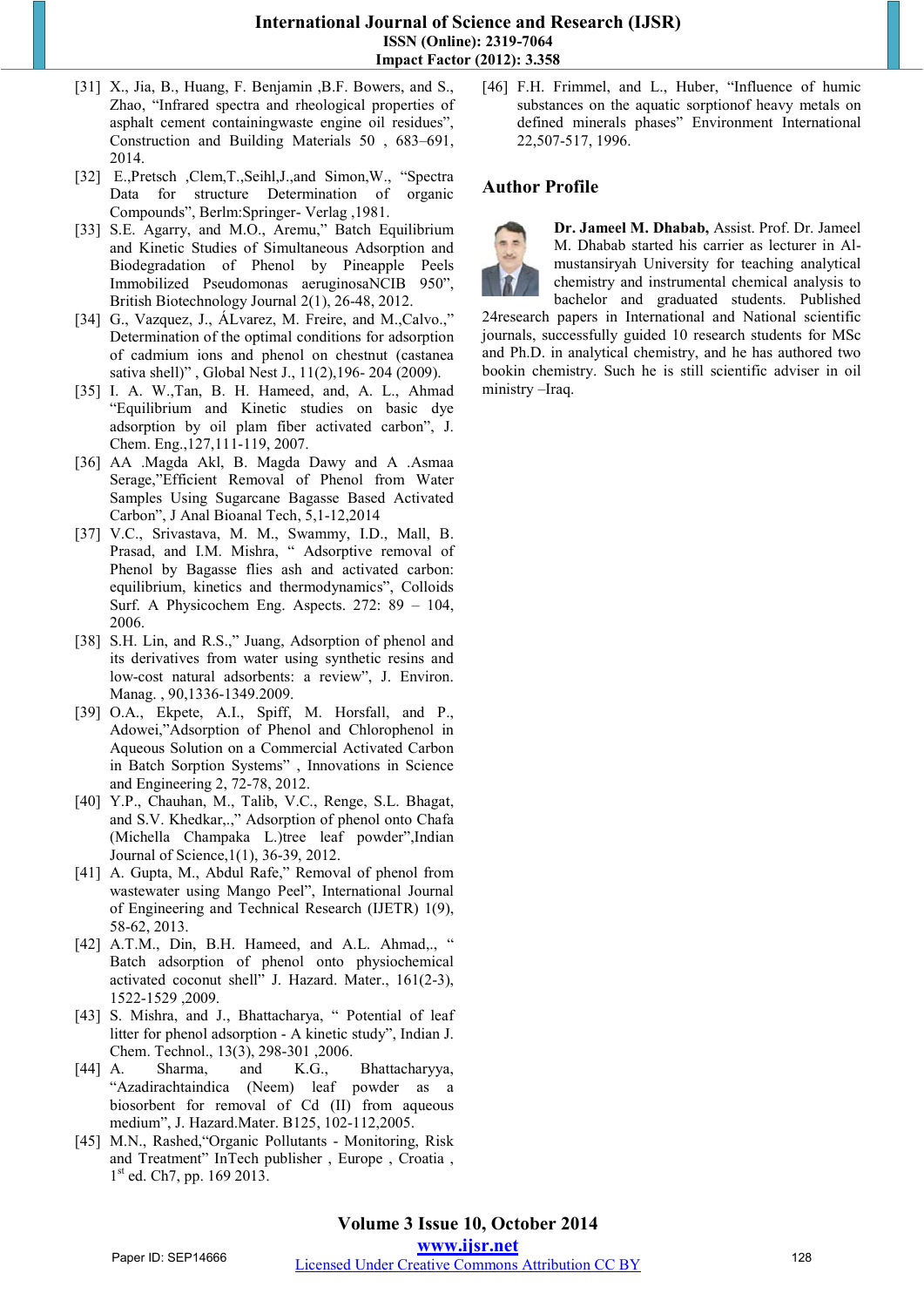[31] X., Jia, B., Huang, F. Benjamin ,B.F. Bowers, and S., Zhao, "Infrared spectra and rheological properties of asphalt cement containingwaste engine oil residues", Construction and Building Materials 50 , 683–691, 2014.

[32] E.,Pretsch ,Clem,T.,Seihl,J.,and Simon,W., "Spectra Data for structure Determination of organic Compounds", Berlm:Springer- Verlag ,1981.

[33] S.E. Agarry, and M.O., Aremu," Batch Equilibrium and Kinetic Studies of Simultaneous Adsorption and Biodegradation of Phenol by Pineapple Peels Immobilized Pseudomonas aeruginosaNCIB 950", British Biotechnology Journal 2(1), 26-48, 2012.

[34] G., Vazquez, J., ÁLvarez, M. Freire, and M.,Calvo.," Determination of the optimal conditions for adsorption of cadmium ions and phenol on chestnut (castanea sativa shell)" , Global Nest J., 11(2),196- 204 (2009).

[35] I. A. W.,Tan, B. H. Hameed, and, A. L., Ahmad "Equilibrium and Kinetic studies on basic dye adsorption by oil plam fiber activated carbon", J. Chem. Eng.,127,111-119, 2007.

[36] AA .Magda Akl, B. Magda Dawy and A .Asmaa Serage,"Efficient Removal of Phenol from Water Samples Using Sugarcane Bagasse Based Activated Carbon", J Anal Bioanal Tech, 5,1-12,2014

[37] V.C., Srivastava, M. M., Swammy, I.D., Mall, B. Prasad, and I.M. Mishra, " Adsorptive removal of Phenol by Bagasse flies ash and activated carbon: equilibrium, kinetics and thermodynamics", Colloids Surf. A Physicochem Eng. Aspects. 272: 89 – 104, 2006.

[38] S.H. Lin, and R.S.," Juang, Adsorption of phenol and its derivatives from water using synthetic resins and low-cost natural adsorbents: a review", J. Environ. Manag. , 90,1336-1349.2009.

[39] O.A., Ekpete, A.I., Spiff, M. Horsfall, and P., Adowei,"Adsorption of Phenol and Chlorophenol in Aqueous Solution on a Commercial Activated Carbon in Batch Sorption Systems" , Innovations in Science and Engineering 2, 72-78, 2012.

[40] Y.P., Chauhan, M., Talib, V.C., Renge, S.L. Bhagat, and S.V. Khedkar,.," Adsorption of phenol onto Chafa (Michella Champaka L.)tree leaf powder",Indian Journal of Science,1(1), 36-39, 2012.

[41] A. Gupta, M., Abdul Rafe," Removal of phenol from wastewater using Mango Peel", International Journal of Engineering and Technical Research (IJETR) 1(9), 58-62, 2013.

[42] A.T.M., Din, B.H. Hameed, and A.L. Ahmad,., " Batch adsorption of phenol onto physiochemical activated coconut shell" J. Hazard. Mater., 161(2-3), 1522-1529 ,2009.

[43] S. Mishra, and J., Bhattacharya, " Potential of leaf litter for phenol adsorption - A kinetic study", Indian J. Chem. Technol., 13(3), 298-301 ,2006.

[44] A. Sharma, and K.G., Bhattacharyya, "Azadirachtaindica (Neem) leaf powder as a biosorbent for removal of Cd (II) from aqueous medium", J. Hazard.Mater. B125, 102-112,2005.

[45] M.N., Rashed,"Organic Pollutants - Monitoring, Risk and Treatment" InTech publisher , Europe , Croatia , 1st ed. Ch7, pp. 169 2013.

[46] F.H. Frimmel, and L., Huber, "Influence of humic substances on the aquatic sorptionof heavy metals on defined minerals phases" Environment International 22,507-517, 1996.

## Author Profile

**Dr. Jameel M. Dhabab,** Assist. Prof. Dr. Jameel M. Dhabab started his carrier as lecturer in Al-mustansiryah University for teaching analytical chemistry and instrumental chemical analysis to bachelor and graduated students. Published 24research papers in International and National scientific journals, successfully guided 10 research students for MSc and Ph.D. in analytical chemistry, and he has authored two bookin chemistry. Such he is still scientific adviser in oil ministry –Iraq.